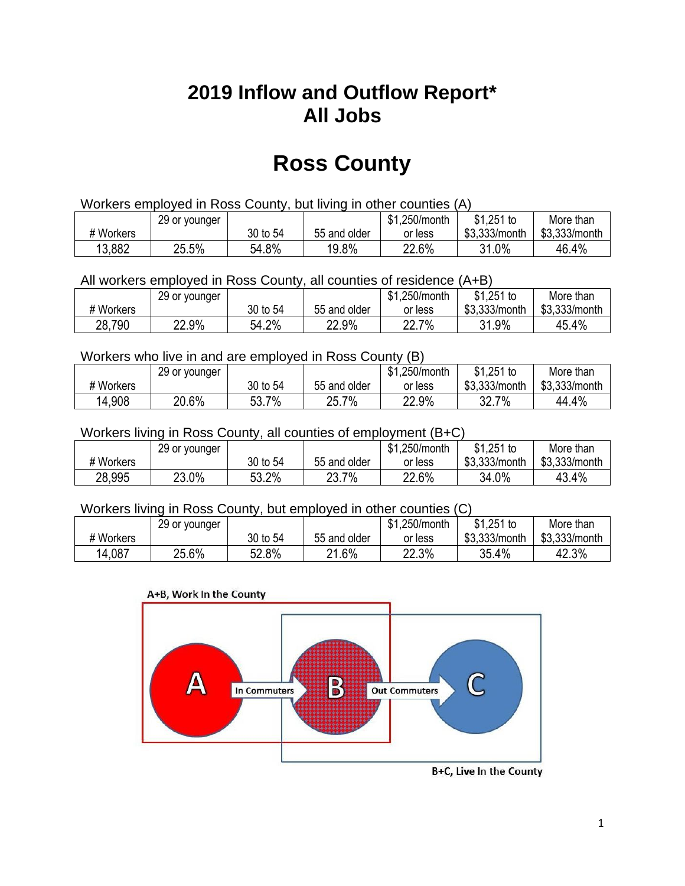# 2019 Inflow and Outflow Report*
# All Jobs

# Ross County

Workers employed in Ross County, but living in other counties (A)

| # Workers | 29 or younger | 30 to 54 | 55 and older | $1,250/month or less | $1,251 to $3,333/month | More than $3,333/month |
|---|---|---|---|---|---|---|
| 13,882 | 25.5% | 54.8% | 19.8% | 22.6% | 31.0% | 46.4% |

All workers employed in Ross County, all counties of residence (A+B)

| # Workers | 29 or younger | 30 to 54 | 55 and older | $1,250/month or less | $1,251 to $3,333/month | More than $3,333/month |
|---|---|---|---|---|---|---|
| 28,790 | 22.9% | 54.2% | 22.9% | 22.7% | 31.9% | 45.4% |

Workers who live in and are employed in Ross County (B)

| # Workers | 29 or younger | 30 to 54 | 55 and older | $1,250/month or less | $1,251 to $3,333/month | More than $3,333/month |
|---|---|---|---|---|---|---|
| 14,908 | 20.6% | 53.7% | 25.7% | 22.9% | 32.7% | 44.4% |

Workers living in Ross County, all counties of employment (B+C)

| # Workers | 29 or younger | 30 to 54 | 55 and older | $1,250/month or less | $1,251 to $3,333/month | More than $3,333/month |
|---|---|---|---|---|---|---|
| 28,995 | 23.0% | 53.2% | 23.7% | 22.6% | 34.0% | 43.4% |

Workers living in Ross County, but employed in other counties (C)

| # Workers | 29 or younger | 30 to 54 | 55 and older | $1,250/month or less | $1,251 to $3,333/month | More than $3,333/month |
|---|---|---|---|---|---|---|
| 14,087 | 25.6% | 52.8% | 21.6% | 22.3% | 35.4% | 42.3% |

A+B, Work In the County

A — In Commuters → B — Out Commuters → C

B+C, Live In the County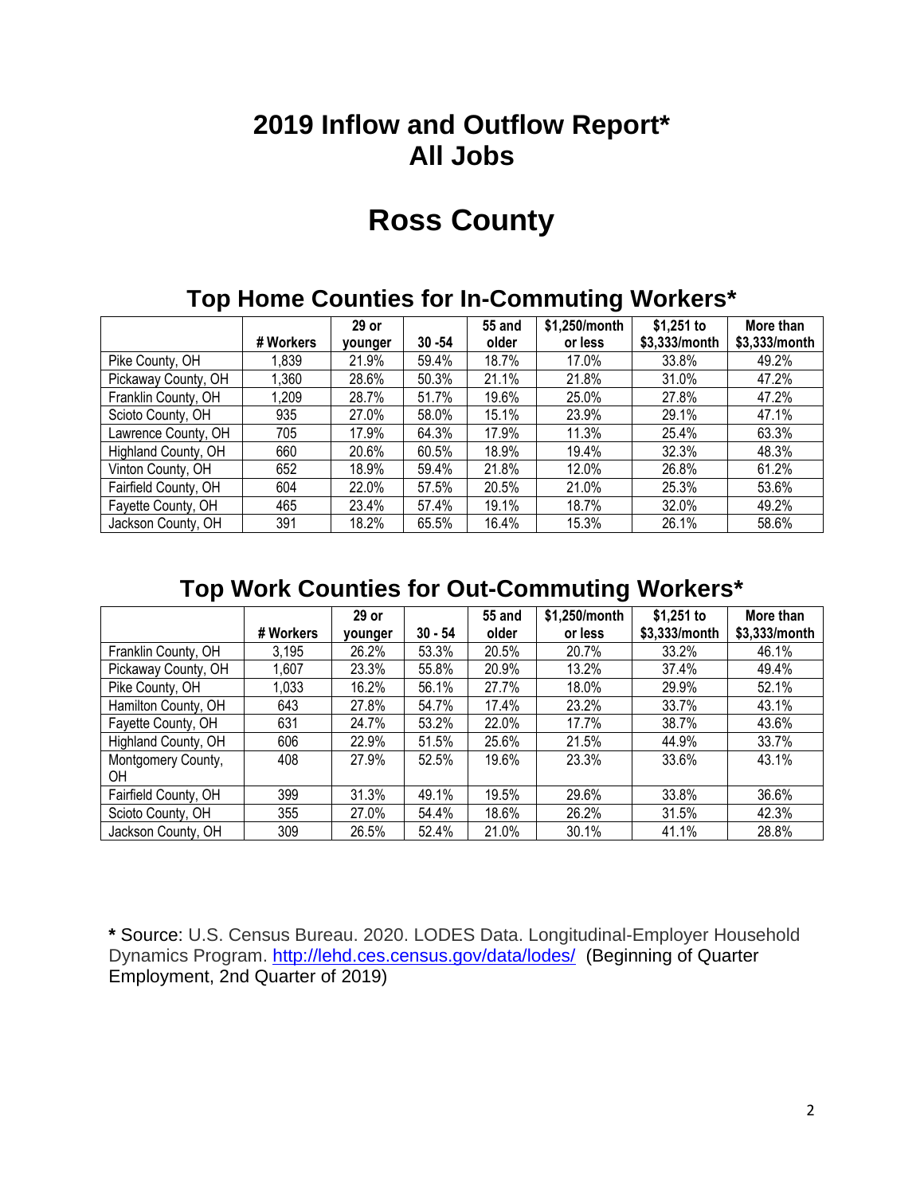# 2019 Inflow and Outflow Report*
# All Jobs

# Ross County

## Top Home Counties for In-Commuting Workers*

| | # Workers | 29 or younger | 30 -54 | 55 and older | $1,250/month or less | $1,251 to $3,333/month | More than $3,333/month |
|---|---|---|---|---|---|---|---|
| Pike County, OH | 1,839 | 21.9% | 59.4% | 18.7% | 17.0% | 33.8% | 49.2% |
| Pickaway County, OH | 1,360 | 28.6% | 50.3% | 21.1% | 21.8% | 31.0% | 47.2% |
| Franklin County, OH | 1,209 | 28.7% | 51.7% | 19.6% | 25.0% | 27.8% | 47.2% |
| Scioto County, OH | 935 | 27.0% | 58.0% | 15.1% | 23.9% | 29.1% | 47.1% |
| Lawrence County, OH | 705 | 17.9% | 64.3% | 17.9% | 11.3% | 25.4% | 63.3% |
| Highland County, OH | 660 | 20.6% | 60.5% | 18.9% | 19.4% | 32.3% | 48.3% |
| Vinton County, OH | 652 | 18.9% | 59.4% | 21.8% | 12.0% | 26.8% | 61.2% |
| Fairfield County, OH | 604 | 22.0% | 57.5% | 20.5% | 21.0% | 25.3% | 53.6% |
| Fayette County, OH | 465 | 23.4% | 57.4% | 19.1% | 18.7% | 32.0% | 49.2% |
| Jackson County, OH | 391 | 18.2% | 65.5% | 16.4% | 15.3% | 26.1% | 58.6% |

## Top Work Counties for Out-Commuting Workers*

| | # Workers | 29 or younger | 30 - 54 | 55 and older | $1,250/month or less | $1,251 to $3,333/month | More than $3,333/month |
|---|---|---|---|---|---|---|---|
| Franklin County, OH | 3,195 | 26.2% | 53.3% | 20.5% | 20.7% | 33.2% | 46.1% |
| Pickaway County, OH | 1,607 | 23.3% | 55.8% | 20.9% | 13.2% | 37.4% | 49.4% |
| Pike County, OH | 1,033 | 16.2% | 56.1% | 27.7% | 18.0% | 29.9% | 52.1% |
| Hamilton County, OH | 643 | 27.8% | 54.7% | 17.4% | 23.2% | 33.7% | 43.1% |
| Fayette County, OH | 631 | 24.7% | 53.2% | 22.0% | 17.7% | 38.7% | 43.6% |
| Highland County, OH | 606 | 22.9% | 51.5% | 25.6% | 21.5% | 44.9% | 33.7% |
| Montgomery County, OH | 408 | 27.9% | 52.5% | 19.6% | 23.3% | 33.6% | 43.1% |
| Fairfield County, OH | 399 | 31.3% | 49.1% | 19.5% | 29.6% | 33.8% | 36.6% |
| Scioto County, OH | 355 | 27.0% | 54.4% | 18.6% | 26.2% | 31.5% | 42.3% |
| Jackson County, OH | 309 | 26.5% | 52.4% | 21.0% | 30.1% | 41.1% | 28.8% |

* Source: U.S. Census Bureau. 2020. LODES Data. Longitudinal-Employer Household Dynamics Program. http://lehd.ces.census.gov/data/lodes/ (Beginning of Quarter Employment, 2nd Quarter of 2019)